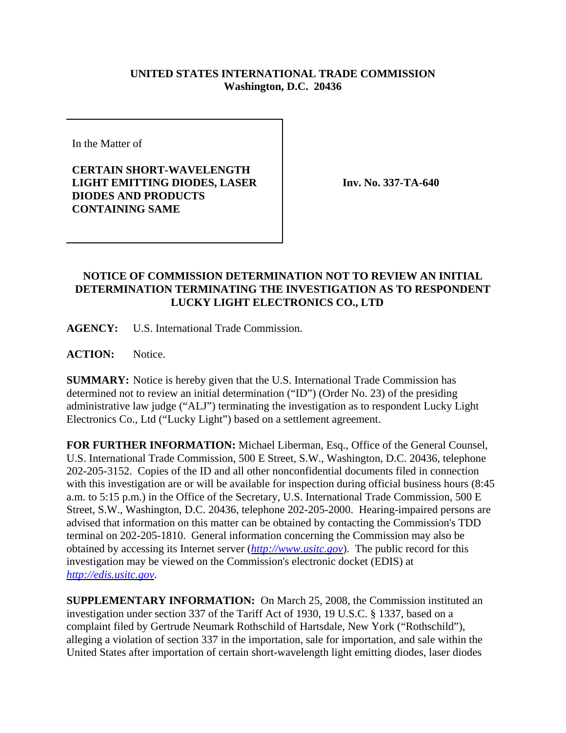**UNITED STATES INTERNATIONAL TRADE COMMISSION**
**Washington, D.C. 20436**

In the Matter of

**CERTAIN SHORT-WAVELENGTH LIGHT EMITTING DIODES, LASER DIODES AND PRODUCTS CONTAINING SAME**

**Inv. No. 337-TA-640**

## NOTICE OF COMMISSION DETERMINATION NOT TO REVIEW AN INITIAL DETERMINATION TERMINATING THE INVESTIGATION AS TO RESPONDENT LUCKY LIGHT ELECTRONICS CO., LTD

**AGENCY:** U.S. International Trade Commission.

**ACTION:** Notice.

**SUMMARY:** Notice is hereby given that the U.S. International Trade Commission has determined not to review an initial determination ("ID") (Order No. 23) of the presiding administrative law judge ("ALJ") terminating the investigation as to respondent Lucky Light Electronics Co., Ltd ("Lucky Light") based on a settlement agreement.

**FOR FURTHER INFORMATION:** Michael Liberman, Esq., Office of the General Counsel, U.S. International Trade Commission, 500 E Street, S.W., Washington, D.C. 20436, telephone 202-205-3152. Copies of the ID and all other nonconfidential documents filed in connection with this investigation are or will be available for inspection during official business hours (8:45 a.m. to 5:15 p.m.) in the Office of the Secretary, U.S. International Trade Commission, 500 E Street, S.W., Washington, D.C. 20436, telephone 202-205-2000. Hearing-impaired persons are advised that information on this matter can be obtained by contacting the Commission's TDD terminal on 202-205-1810. General information concerning the Commission may also be obtained by accessing its Internet server (*http://www.usitc.gov*). The public record for this investigation may be viewed on the Commission's electronic docket (EDIS) at *http://edis.usitc.gov*.

**SUPPLEMENTARY INFORMATION:** On March 25, 2008, the Commission instituted an investigation under section 337 of the Tariff Act of 1930, 19 U.S.C. § 1337, based on a complaint filed by Gertrude Neumark Rothschild of Hartsdale, New York ("Rothschild"), alleging a violation of section 337 in the importation, sale for importation, and sale within the United States after importation of certain short-wavelength light emitting diodes, laser diodes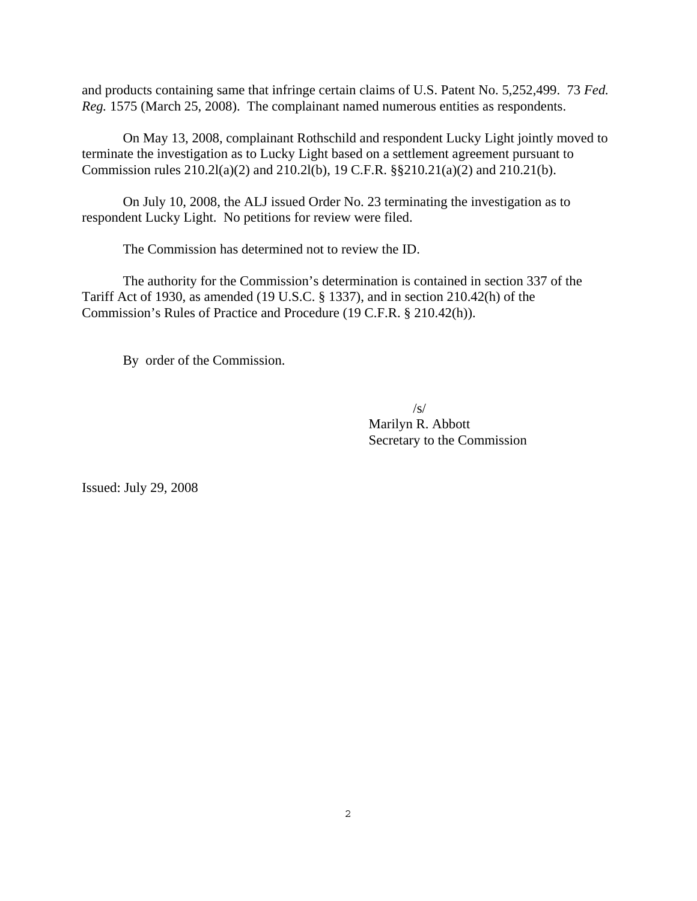and products containing same that infringe certain claims of U.S. Patent No. 5,252,499. 73 *Fed. Reg.* 1575 (March 25, 2008). The complainant named numerous entities as respondents.

On May 13, 2008, complainant Rothschild and respondent Lucky Light jointly moved to terminate the investigation as to Lucky Light based on a settlement agreement pursuant to Commission rules 210.2l(a)(2) and 210.2l(b), 19 C.F.R. §§210.21(a)(2) and 210.21(b).

On July 10, 2008, the ALJ issued Order No. 23 terminating the investigation as to respondent Lucky Light. No petitions for review were filed.

The Commission has determined not to review the ID.

The authority for the Commission's determination is contained in section 337 of the Tariff Act of 1930, as amended (19 U.S.C. § 1337), and in section 210.42(h) of the Commission's Rules of Practice and Procedure (19 C.F.R. § 210.42(h)).

By order of the Commission.

/s/
Marilyn R. Abbott
Secretary to the Commission

Issued: July 29, 2008